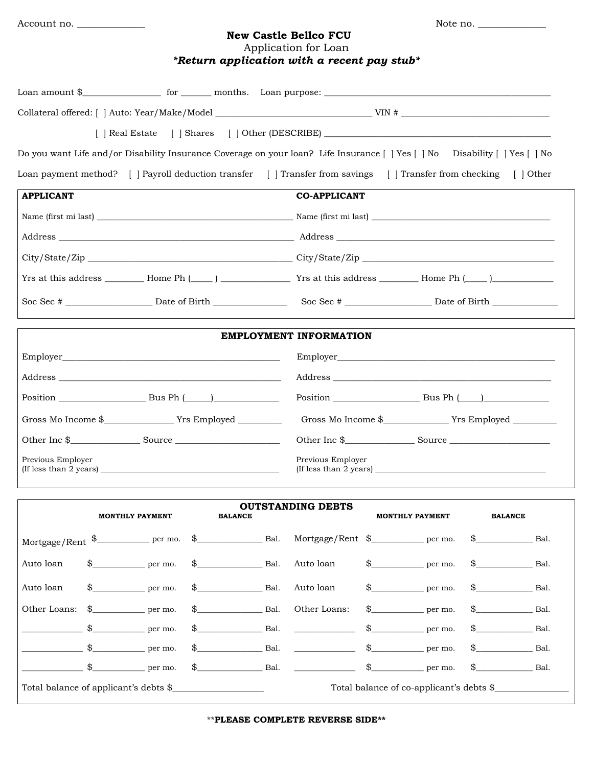Account no. _____________ Note no. _____________

**New Castle Bellco FCU**

Application for Loan

***Return application with a recent pay stub***

Loan amount $________________ for ______ months. Loan purpose: ______________________________________________

Collateral offered: [ ] Auto: Year/Make/Model __________________________________ VIN # ________________________________

[ ] Real Estate [ ] Shares [ ] Other (DESCRIBE) ______________________________________________

Do you want Life and/or Disability Insurance Coverage on your loan? Life Insurance [ ] Yes [ ] No Disability [ ] Yes [ ] No

Loan payment method? [ ] Payroll deduction transfer [ ] Transfer from savings [ ] Transfer from checking [ ] Other

| **APPLICANT** | **CO-APPLICANT** |
|---|---|
| Name (first mi last) ____________________________ | Name (first mi last) ____________________________ |
| Address ____________________________ | Address ____________________________ |
| City/State/Zip ____________________________ | City/State/Zip ____________________________ |
| Yrs at this address ________ Home Ph (____ ) ______________ | Yrs at this address ________ Home Ph (____ )______________ |
| Soc Sec # __________________ Date of Birth _______________ | Soc Sec # __________________ Date of Birth ______________ |

**EMPLOYMENT INFORMATION**

| Applicant | Co-Applicant |
|---|---|
| Employer____________________________ | Employer____________________________ |
| Address ____________________________ | Address ____________________________ |
| Position __________________ Bus Ph (_____)______________ | Position __________________ Bus Ph (____)______________ |
| Gross Mo Income $______________ Yrs Employed _________ | Gross Mo Income $______________ Yrs Employed _________ |
| Other Inc $______________ Source ______________________ | Other Inc $______________ Source ______________________ |
| Previous Employer (If less than 2 years) ____________________________ | Previous Employer (If less than 2 years) ____________________________ |

**OUTSTANDING DEBTS**

| | MONTHLY PAYMENT | BALANCE | | MONTHLY PAYMENT | BALANCE |
|---|---|---|---|---|---|
| Mortgage/Rent | $___________ per mo. | $______________ Bal. | Mortgage/Rent | $___________ per mo. | $_____________ Bal. |
| Auto loan | $___________ per mo. | $______________ Bal. | Auto loan | $___________ per mo. | $_____________ Bal. |
| Auto loan | $___________ per mo. | $______________ Bal. | Auto loan | $___________ per mo. | $_____________ Bal. |
| Other Loans: | $___________ per mo. | $______________ Bal. | Other Loans: | $___________ per mo. | $_____________ Bal. |
| _____________ | $___________ per mo. | $______________ Bal. | _____________ | $___________ per mo. | $_____________ Bal. |
| _____________ | $___________ per mo. | $______________ Bal. | _____________ | $___________ per mo. | $_____________ Bal. |
| _____________ | $___________ per mo. | $______________ Bal. | _____________ | $___________ per mo. | $_____________ Bal. |

Total balance of applicant's debts $____________________ Total balance of co-applicant's debts $________________

****PLEASE COMPLETE REVERSE SIDE****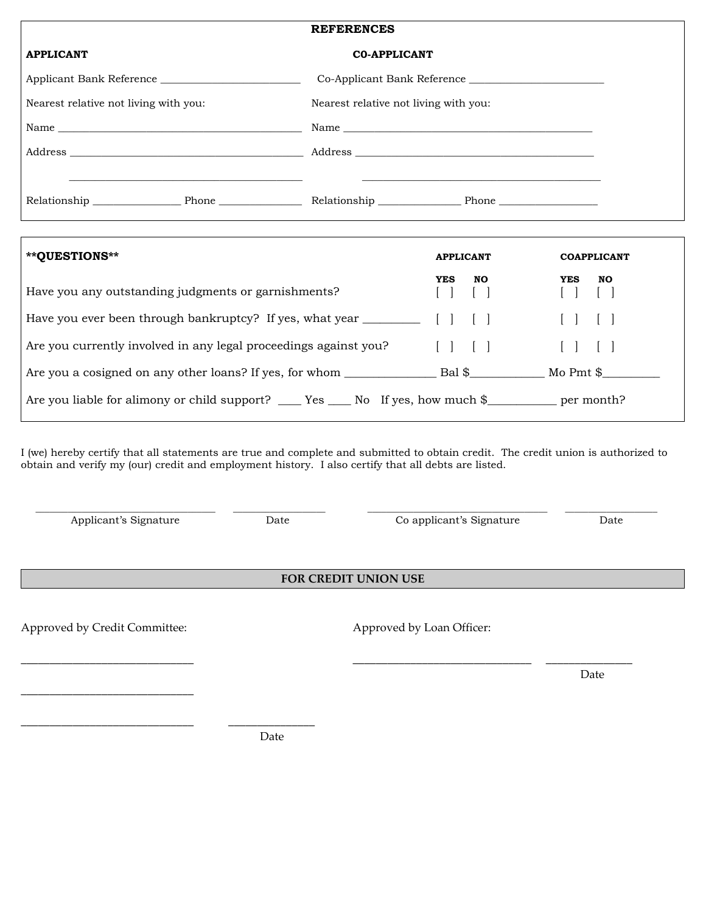## REFERENCES

| APPLICANT | C0-APPLICANT |
| --- | --- |
| Applicant Bank Reference _________________________ | Co-Applicant Bank Reference ________________________ |
| Nearest relative not living with you: | Nearest relative not living with you: |
| Name ____________________________________________ | Name ____________________________________________ |
| Address __________________________________________ | Address __________________________________________ |
| __________________________________________ | __________________________________________ |
| Relationship ________________ Phone _______________ | Relationship _______________ Phone __________________ |

| **QUESTIONS** | APPLICANT | | COAPPLICANT | |
| --- | --- | --- | --- | --- |
| | YES | NO | YES | NO |
| Have you any outstanding judgments or garnishments? | [ ] | [ ] | [ ] | [ ] |
| Have you ever been through bankruptcy? If yes, what year _________ | [ ] | [ ] | [ ] | [ ] |
| Are you currently involved in any legal proceedings against you? | [ ] | [ ] | [ ] | [ ] |

Are you a cosigned on any other loans? If yes, for whom _______________ Bal $____________ Mo Pmt $_________

Are you liable for alimony or child support? ____ Yes ____ No If yes, how much $___________ per month?

I (we) hereby certify that all statements are true and complete and submitted to obtain credit. The credit union is authorized to obtain and verify my (our) credit and employment history. I also certify that all debts are listed.

________________________________ Applicant's Signature

________________ Date

________________________________ Co applicant's Signature

________________ Date

## FOR CREDIT UNION USE

Approved by Credit Committee:

______________________________

______________________________

______________________________ _______________ Date

Approved by Loan Officer:

_______________________________ _______________ Date